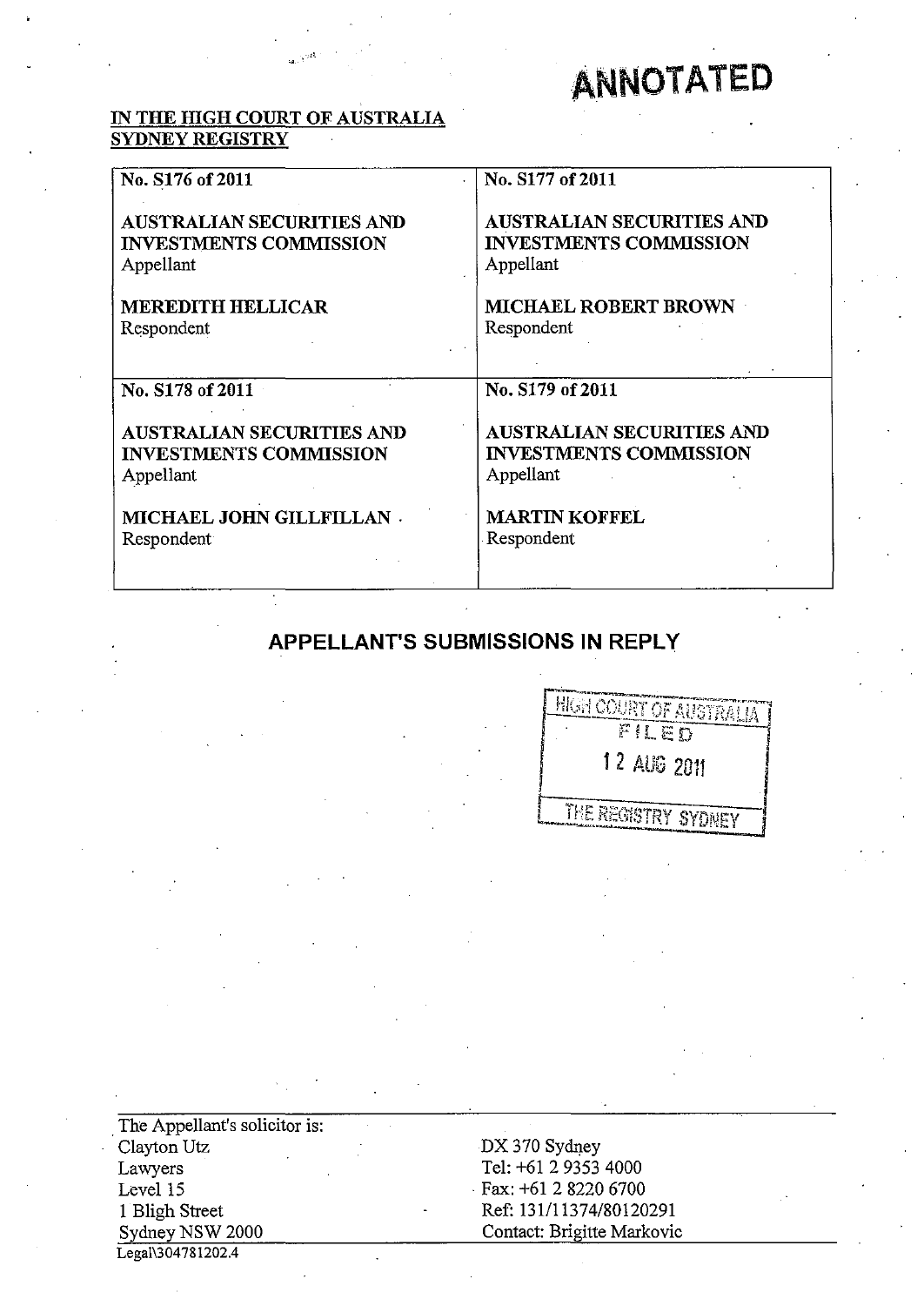**ANNOTATED**

**IN THE HIGH COURT OF AUSTRALIA**
**SYDNEY REGISTRY**

| No. S176 of 2011 | No. S177 of 2011 |
|---|---|
| **AUSTRALIAN SECURITIES AND INVESTMENTS COMMISSION** Appellant | **AUSTRALIAN SECURITIES AND INVESTMENTS COMMISSION** Appellant |
| **MEREDITH HELLICAR** Respondent | **MICHAEL ROBERT BROWN** Respondent |
| **No. S178 of 2011** | **No. S179 of 2011** |
| **AUSTRALIAN SECURITIES AND INVESTMENTS COMMISSION** Appellant | **AUSTRALIAN SECURITIES AND INVESTMENTS COMMISSION** Appellant |
| **MICHAEL JOHN GILLFILLAN** Respondent | **MARTIN KOFFEL** Respondent |

## APPELLANT'S SUBMISSIONS IN REPLY

HIGH COURT OF AUSTRALIA
FILED
12 AUG 2011
THE REGISTRY SYDNEY

| The Appellant's solicitor is: | |
|---|---|
| Clayton Utz | DX 370 Sydney |
| Lawyers | Tel: +61 2 9353 4000 |
| Level 15 | Fax: +61 2 8220 6700 |
| 1 Bligh Street | Ref: 131/11374/80120291 |
| Sydney NSW 2000 | Contact: Brigitte Markovic |

Legal\304781202.4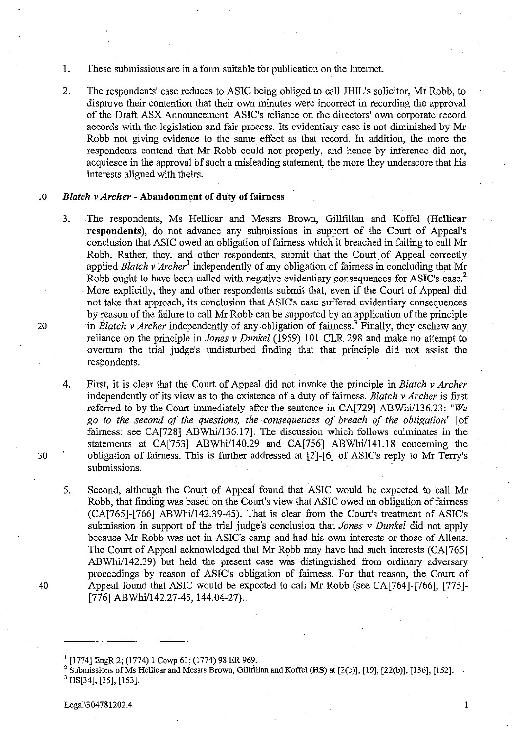1. These submissions are in a form suitable for publication on the Internet.

2. The respondents' case reduces to ASIC being obliged to call JHIL's solicitor, Mr Robb, to disprove their contention that their own minutes were incorrect in recording the approval of the Draft ASX Announcement. ASIC's reliance on the directors' own corporate record accords with the legislation and fair process. Its evidentiary case is not diminished by Mr Robb not giving evidence to the same effect as that record. In addition, the more the respondents contend that Mr Robb could not properly, and hence by inference did not, acquiesce in the approval of such a misleading statement, the more they underscore that his interests aligned with theirs.

## *Blatch v Archer* - Abandonment of duty of fairness

3. The respondents, Ms Hellicar and Messrs Brown, Gillfillan and Koffel (**Hellicar respondents**), do not advance any submissions in support of the Court of Appeal's conclusion that ASIC owed an obligation of fairness which it breached in failing to call Mr Robb. Rather, they, and other respondents, submit that the Court of Appeal correctly applied *Blatch v Archer*[1] independently of any obligation of fairness in concluding that Mr Robb ought to have been called with negative evidentiary consequences for ASIC's case.[2] More explicitly, they and other respondents submit that, even if the Court of Appeal did not take that approach, its conclusion that ASIC's case suffered evidentiary consequences by reason of the failure to call Mr Robb can be supported by an application of the principle in *Blatch v Archer* independently of any obligation of fairness.[3] Finally, they eschew any reliance on the principle in *Jones v Dunkel* (1959) 101 CLR 298 and make no attempt to overturn the trial judge's undisturbed finding that that principle did not assist the respondents.

4. First, it is clear that the Court of Appeal did not invoke the principle in *Blatch v Archer* independently of its view as to the existence of a duty of fairness. *Blatch v Archer* is first referred to by the Court immediately after the sentence in CA[729] ABWhi/136.23: "*We go to the second of the questions, the consequences of breach of the obligation*" [of fairness: see CA[728] ABWhi/136.17]. The discussion which follows culminates in the statements at CA[753] ABWhi/140.29 and CA[756] ABWhi/141.18 concerning the obligation of fairness. This is further addressed at [2]-[6] of ASIC's reply to Mr Terry's submissions.

5. Second, although the Court of Appeal found that ASIC would be expected to call Mr Robb, that finding was based on the Court's view that ASIC owed an obligation of fairness (CA[765]-[766] ABWhi/142.39-45). That is clear from the Court's treatment of ASIC's submission in support of the trial judge's conclusion that *Jones v Dunkel* did not apply because Mr Robb was not in ASIC's camp and had his own interests or those of Allens. The Court of Appeal acknowledged that Mr Robb may have had such interests (CA[765] ABWhi/142.39) but held the present case was distinguished from ordinary adversary proceedings by reason of ASIC's obligation of fairness. For that reason, the Court of Appeal found that ASIC would be expected to call Mr Robb (see CA[764]-[766], [775]-[776] ABWhi/142.27-45, 144.04-27).

---

[1] [1774] EngR 2; (1774) 1 Cowp 63; (1774) 98 ER 969.

[2] Submissions of Ms Hellicar and Messrs Brown, Gillfillan and Koffel (HS) at [2(b)], [19], [22(b)], [136], [152].

[3] HS[34], [35], [153].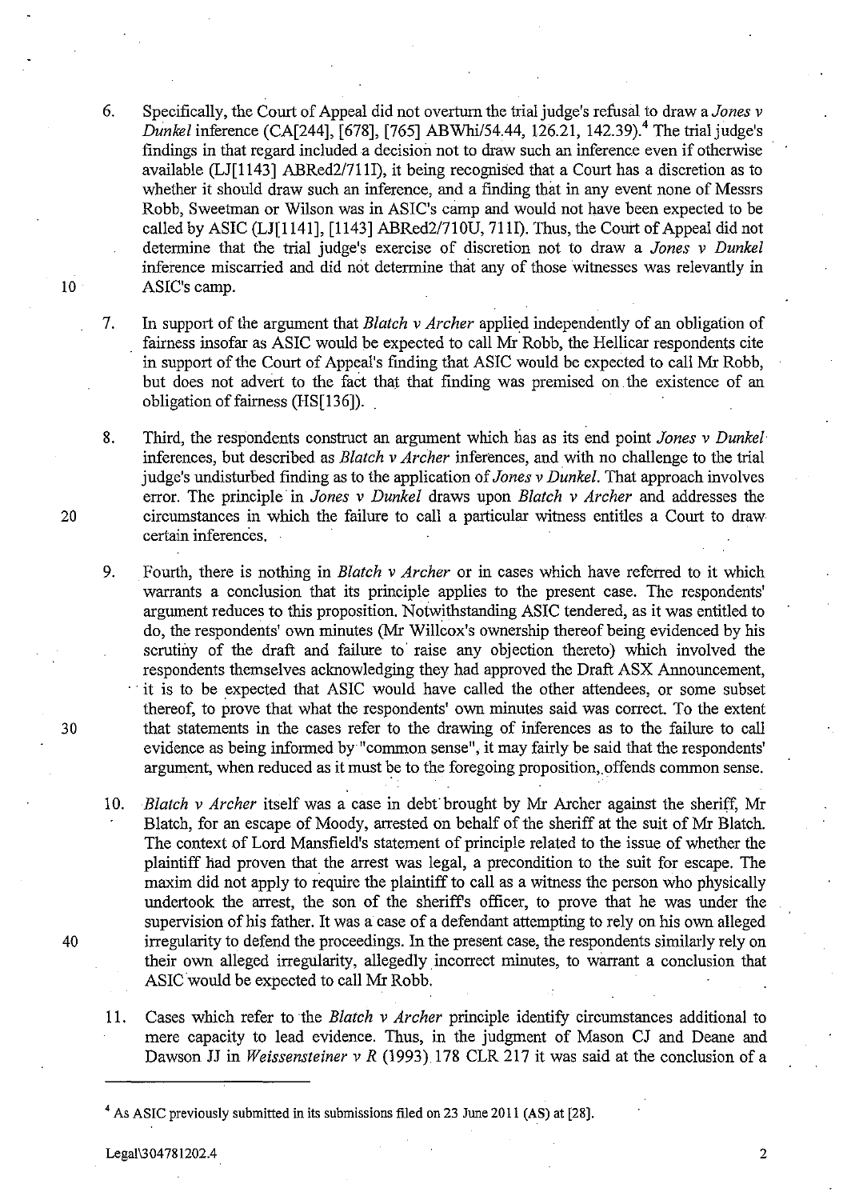6. Specifically, the Court of Appeal did not overturn the trial judge's refusal to draw a *Jones v Dunkel* inference (CA[244], [678], [765] ABWhi/54.44, 126.21, 142.39).[4] The trial judge's findings in that regard included a decision not to draw such an inference even if otherwise available (LJ[1143] ABRed2/711I), it being recognised that a Court has a discretion as to whether it should draw such an inference, and a finding that in any event none of Messrs Robb, Sweetman or Wilson was in ASIC's camp and would not have been expected to be called by ASIC (LJ[1141], [1143] ABRed2/710U, 711I). Thus, the Court of Appeal did not determine that the trial judge's exercise of discretion not to draw a *Jones v Dunkel* inference miscarried and did not determine that any of those witnesses was relevantly in ASIC's camp.

7. In support of the argument that *Blatch v Archer* applied independently of an obligation of fairness insofar as ASIC would be expected to call Mr Robb, the Hellicar respondents cite in support of the Court of Appeal's finding that ASIC would be expected to call Mr Robb, but does not advert to the fact that that finding was premised on the existence of an obligation of fairness (HS[136]).

8. Third, the respondents construct an argument which has as its end point *Jones v Dunkel* inferences, but described as *Blatch v Archer* inferences, and with no challenge to the trial judge's undisturbed finding as to the application of *Jones v Dunkel*. That approach involves error. The principle in *Jones v Dunkel* draws upon *Blatch v Archer* and addresses the circumstances in which the failure to call a particular witness entitles a Court to draw certain inferences.

9. Fourth, there is nothing in *Blatch v Archer* or in cases which have referred to it which warrants a conclusion that its principle applies to the present case. The respondents' argument reduces to this proposition. Notwithstanding ASIC tendered, as it was entitled to do, the respondents' own minutes (Mr Willcox's ownership thereof being evidenced by his scrutiny of the draft and failure to raise any objection thereto) which involved the respondents themselves acknowledging they had approved the Draft ASX Announcement, it is to be expected that ASIC would have called the other attendees, or some subset thereof, to prove that what the respondents' own minutes said was correct. To the extent that statements in the cases refer to the drawing of inferences as to the failure to call evidence as being informed by "common sense", it may fairly be said that the respondents' argument, when reduced as it must be to the foregoing proposition, offends common sense.

10. *Blatch v Archer* itself was a case in debt brought by Mr Archer against the sheriff, Mr Blatch, for an escape of Moody, arrested on behalf of the sheriff at the suit of Mr Blatch. The context of Lord Mansfield's statement of principle related to the issue of whether the plaintiff had proven that the arrest was legal, a precondition to the suit for escape. The maxim did not apply to require the plaintiff to call as a witness the person who physically undertook the arrest, the son of the sheriff's officer, to prove that he was under the supervision of his father. It was a case of a defendant attempting to rely on his own alleged irregularity to defend the proceedings. In the present case, the respondents similarly rely on their own alleged irregularity, allegedly incorrect minutes, to warrant a conclusion that ASIC would be expected to call Mr Robb.

11. Cases which refer to the *Blatch v Archer* principle identify circumstances additional to mere capacity to lead evidence. Thus, in the judgment of Mason CJ and Deane and Dawson JJ in *Weissensteiner v R* (1993) 178 CLR 217 it was said at the conclusion of a

---

[4] As ASIC previously submitted in its submissions filed on 23 June 2011 (AS) at [28].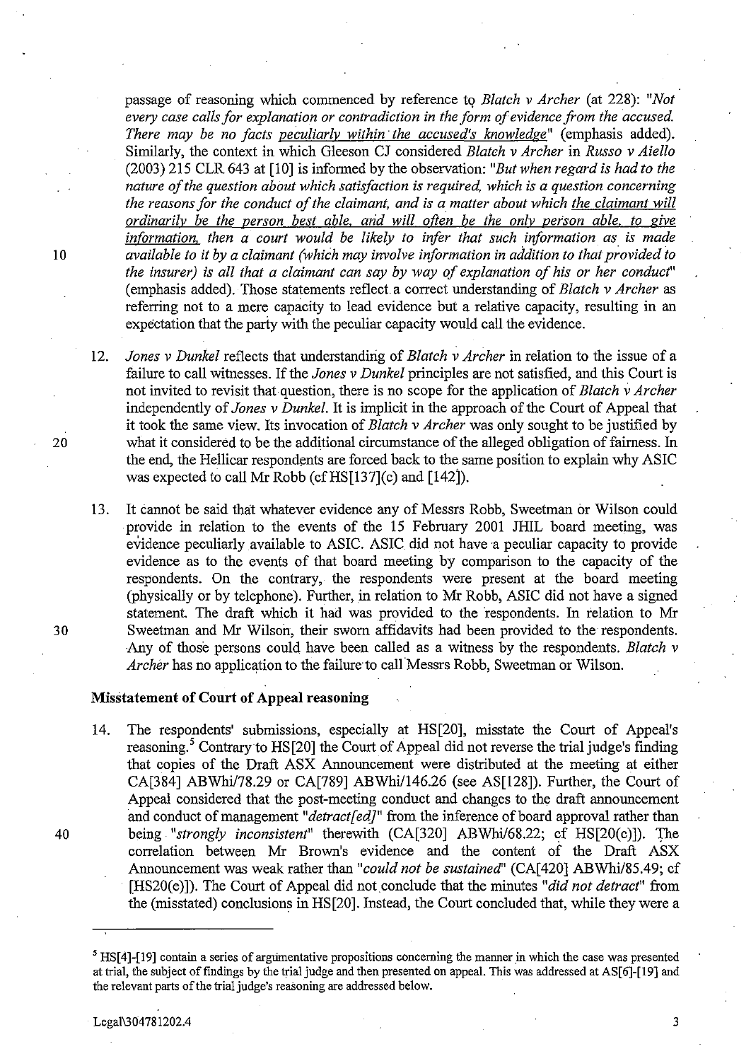passage of reasoning which commenced by reference to *Blatch v Archer* (at 228): "*Not every case calls for explanation or contradiction in the form of evidence from the accused. There may be no facts peculiarly within the accused's knowledge*" (emphasis added). Similarly, the context in which Gleeson CJ considered *Blatch v Archer* in *Russo v Aiello* (2003) 215 CLR 643 at [10] is informed by the observation: "*But when regard is had to the nature of the question about which satisfaction is required, which is a question concerning the reasons for the conduct of the claimant, and is a matter about which the claimant will ordinarily be the person best able, and will often be the only person able, to give information, then a court would be likely to infer that such information as is made available to it by a claimant (which may involve information in addition to that provided to the insurer) is all that a claimant can say by way of explanation of his or her conduct*" (emphasis added). Those statements reflect a correct understanding of *Blatch v Archer* as referring not to a mere capacity to lead evidence but a relative capacity, resulting in an expectation that the party with the peculiar capacity would call the evidence.

12. *Jones v Dunkel* reflects that understanding of *Blatch v Archer* in relation to the issue of a failure to call witnesses. If the *Jones v Dunkel* principles are not satisfied, and this Court is not invited to revisit that question, there is no scope for the application of *Blatch v Archer* independently of *Jones v Dunkel*. It is implicit in the approach of the Court of Appeal that it took the same view. Its invocation of *Blatch v Archer* was only sought to be justified by what it considered to be the additional circumstance of the alleged obligation of fairness. In the end, the Hellicar respondents are forced back to the same position to explain why ASIC was expected to call Mr Robb (cf HS[137](c) and [142]).

13. It cannot be said that whatever evidence any of Messrs Robb, Sweetman or Wilson could provide in relation to the events of the 15 February 2001 JHIL board meeting, was evidence peculiarly available to ASIC. ASIC did not have a peculiar capacity to provide evidence as to the events of that board meeting by comparison to the capacity of the respondents. On the contrary, the respondents were present at the board meeting (physically or by telephone). Further, in relation to Mr Robb, ASIC did not have a signed statement. The draft which it had was provided to the respondents. In relation to Mr Sweetman and Mr Wilson, their sworn affidavits had been provided to the respondents. Any of those persons could have been called as a witness by the respondents. *Blatch v Archer* has no application to the failure to call Messrs Robb, Sweetman or Wilson.

## Misstatement of Court of Appeal reasoning

14. The respondents' submissions, especially at HS[20], misstate the Court of Appeal's reasoning.[5] Contrary to HS[20] the Court of Appeal did not reverse the trial judge's finding that copies of the Draft ASX Announcement were distributed at the meeting at either CA[384] ABWhi/78.29 or CA[789] ABWhi/146.26 (see AS[128]). Further, the Court of Appeal considered that the post-meeting conduct and changes to the draft announcement and conduct of management "*detract[ed]*" from the inference of board approval rather than being "*strongly inconsistent*" therewith (CA[320] ABWhi/68.22; cf HS[20(c)]). The correlation between Mr Brown's evidence and the content of the Draft ASX Announcement was weak rather than "*could not be sustained*" (CA[420] ABWhi/85.49; cf [HS20(e)]). The Court of Appeal did not conclude that the minutes "*did not detract*" from the (misstated) conclusions in HS[20]. Instead, the Court concluded that, while they were a

---

[5] HS[4]-[19] contain a series of argumentative propositions concerning the manner in which the case was presented at trial, the subject of findings by the trial judge and then presented on appeal. This was addressed at AS[6]-[19] and the relevant parts of the trial judge's reasoning are addressed below.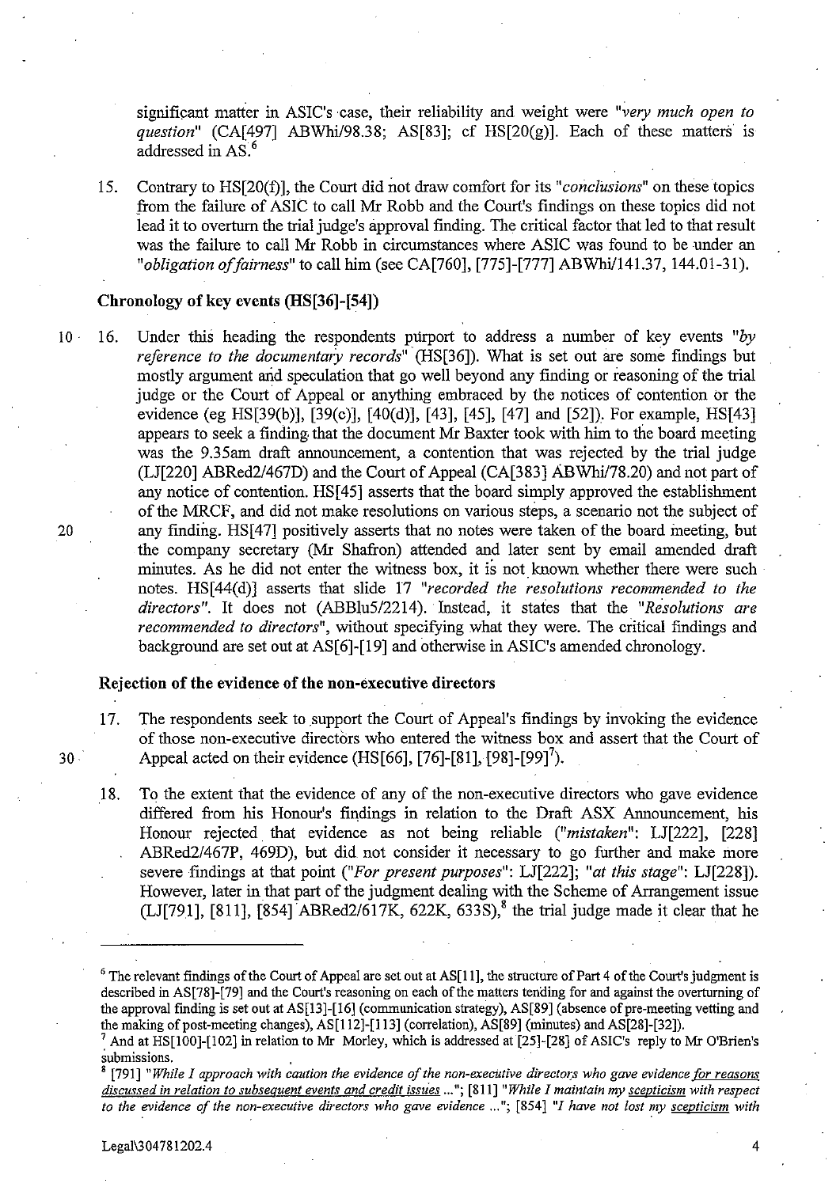significant matter in ASIC's case, their reliability and weight were *"very much open to question"* (CA[497] ABWhi/98.38; AS[83]; cf HS[20(g)]. Each of these matters is addressed in AS.[6]

15. Contrary to HS[20(f)], the Court did not draw comfort for its *"conclusions"* on these topics from the failure of ASIC to call Mr Robb and the Court's findings on these topics did not lead it to overturn the trial judge's approval finding. The critical factor that led to that result was the failure to call Mr Robb in circumstances where ASIC was found to be under an *"obligation of fairness"* to call him (see CA[760], [775]-[777] ABWhi/141.37, 144.01-31).

## Chronology of key events (HS[36]-[54])

16. Under this heading the respondents purport to address a number of key events *"by reference to the documentary records"* (HS[36]). What is set out are some findings but mostly argument and speculation that go well beyond any finding or reasoning of the trial judge or the Court of Appeal or anything embraced by the notices of contention or the evidence (eg HS[39(b)], [39(c)], [40(d)], [43], [45], [47] and [52]). For example, HS[43] appears to seek a finding that the document Mr Baxter took with him to the board meeting was the 9.35am draft announcement, a contention that was rejected by the trial judge (LJ[220] ABRed2/467D) and the Court of Appeal (CA[383] ABWhi/78.20) and not part of any notice of contention. HS[45] asserts that the board simply approved the establishment of the MRCF, and did not make resolutions on various steps, a scenario not the subject of any finding. HS[47] positively asserts that no notes were taken of the board meeting, but the company secretary (Mr Shafron) attended and later sent by email amended draft minutes. As he did not enter the witness box, it is not known whether there were such notes. HS[44(d)] asserts that slide 17 *"recorded the resolutions recommended to the directors"*. It does not (ABBlu5/2214). Instead, it states that the *"Resolutions are recommended to directors"*, without specifying what they were. The critical findings and background are set out at AS[6]-[19] and otherwise in ASIC's amended chronology.

## Rejection of the evidence of the non-executive directors

17. The respondents seek to support the Court of Appeal's findings by invoking the evidence of those non-executive directors who entered the witness box and assert that the Court of Appeal acted on their evidence (HS[66], [76]-[81], [98]-[99][7]).

18. To the extent that the evidence of any of the non-executive directors who gave evidence differed from his Honour's findings in relation to the Draft ASX Announcement, his Honour rejected that evidence as not being reliable (*"mistaken"*: LJ[222], [228] ABRed2/467P, 469D), but did not consider it necessary to go further and make more severe findings at that point (*"For present purposes"*: LJ[222]; *"at this stage"*: LJ[228]). However, later in that part of the judgment dealing with the Scheme of Arrangement issue (LJ[791], [811], [854] ABRed2/617K, 622K, 633S),[8] the trial judge made it clear that he

---

[6] The relevant findings of the Court of Appeal are set out at AS[11], the structure of Part 4 of the Court's judgment is described in AS[78]-[79] and the Court's reasoning on each of the matters tending for and against the overturning of the approval finding is set out at AS[13]-[16] (communication strategy), AS[89] (absence of pre-meeting vetting and the making of post-meeting changes), AS[112]-[113] (correlation), AS[89] (minutes) and AS[28]-[32]).

[7] And at HS[100]-[102] in relation to Mr Morley, which is addressed at [25]-[28] of ASIC's reply to Mr O'Brien's submissions.

[8] [791] *"While I approach with caution the evidence of the non-executive directors who gave evidence <u>for reasons discussed in relation to subsequent events and credit issues</u> ..."*; [811] *"While I maintain my <u>scepticism</u> with respect to the evidence of the non-executive directors who gave evidence ..."*; [854] *"I have not lost my <u>scepticism</u> with*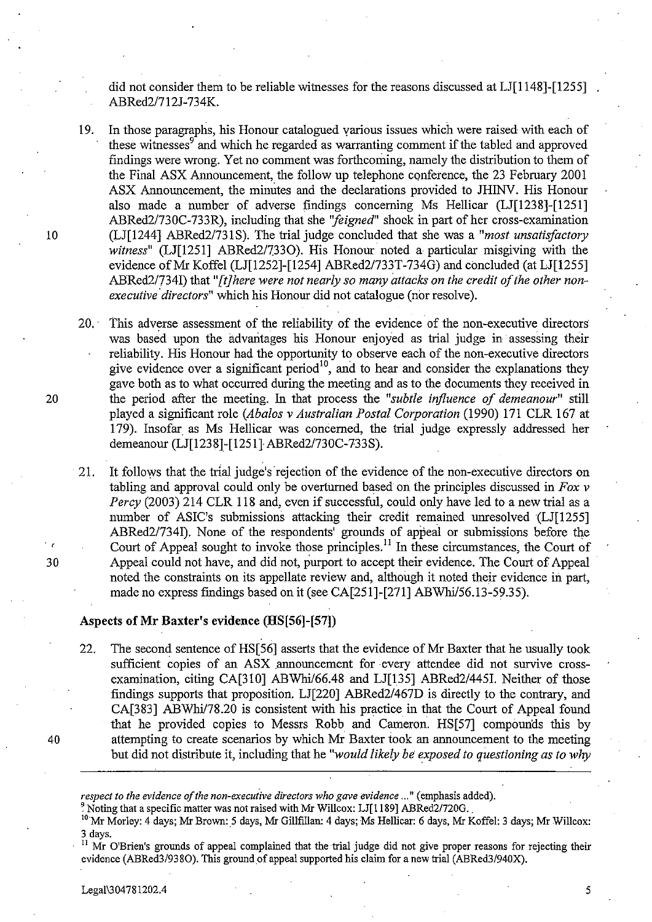did not consider them to be reliable witnesses for the reasons discussed at LJ[1148]-[1255] ABRed2/712J-734K.

19. In those paragraphs, his Honour catalogued various issues which were raised with each of these witnesses[9] and which he regarded as warranting comment if the tabled and approved findings were wrong. Yet no comment was forthcoming, namely the distribution to them of the Final ASX Announcement, the follow up telephone conference, the 23 February 2001 ASX Announcement, the minutes and the declarations provided to JHINV. His Honour also made a number of adverse findings concerning Ms Hellicar (LJ[1238]-[1251] ABRed2/730C-733R), including that she *"feigned"* shock in part of her cross-examination (LJ[1244] ABRed2/731S). The trial judge concluded that she was a *"most unsatisfactory witness"* (LJ[1251] ABRed2/733O). His Honour noted a particular misgiving with the evidence of Mr Koffel (LJ[1252]-[1254] ABRed2/733T-734G) and concluded (at LJ[1255] ABRed2/734I) that *"[t]here were not nearly so many attacks on the credit of the other non-executive directors"* which his Honour did not catalogue (nor resolve).

20. This adverse assessment of the reliability of the evidence of the non-executive directors was based upon the advantages his Honour enjoyed as trial judge in assessing their reliability. His Honour had the opportunity to observe each of the non-executive directors give evidence over a significant period[10], and to hear and consider the explanations they gave both as to what occurred during the meeting and as to the documents they received in the period after the meeting. In that process the *"subtle influence of demeanour"* still played a significant role (*Abalos v Australian Postal Corporation* (1990) 171 CLR 167 at 179). Insofar as Ms Hellicar was concerned, the trial judge expressly addressed her demeanour (LJ[1238]-[1251] ABRed2/730C-733S).

21. It follows that the trial judge's rejection of the evidence of the non-executive directors on tabling and approval could only be overturned based on the principles discussed in *Fox v Percy* (2003) 214 CLR 118 and, even if successful, could only have led to a new trial as a number of ASIC's submissions attacking their credit remained unresolved (LJ[1255] ABRed2/734I). None of the respondents' grounds of appeal or submissions before the Court of Appeal sought to invoke those principles.[11] In these circumstances, the Court of Appeal could not have, and did not, purport to accept their evidence. The Court of Appeal noted the constraints on its appellate review and, although it noted their evidence in part, made no express findings based on it (see CA[251]-[271] ABWhi/56.13-59.35).

### Aspects of Mr Baxter's evidence (HS[56]-[57])

22. The second sentence of HS[56] asserts that the evidence of Mr Baxter that he usually took sufficient copies of an ASX announcement for every attendee did not survive cross-examination, citing CA[310] ABWhi/66.48 and LJ[135] ABRed2/445I. Neither of those findings supports that proposition. LJ[220] ABRed2/467D is directly to the contrary, and CA[383] ABWhi/78.20 is consistent with his practice in that the Court of Appeal found that he provided copies to Messrs Robb and Cameron. HS[57] compounds this by attempting to create scenarios by which Mr Baxter took an announcement to the meeting but did not distribute it, including that he *"would likely be exposed to questioning as to why*

---

*respect to the evidence of the non-executive directors who gave evidence ..."* (emphasis added).

[9] Noting that a specific matter was not raised with Mr Willcox: LJ[1189] ABRed2/720G.

[10] Mr Morley: 4 days; Mr Brown: 5 days, Mr Gillfillan: 4 days; Ms Hellicar: 6 days, Mr Koffel: 3 days; Mr Willcox: 3 days.

[11] Mr O'Brien's grounds of appeal complained that the trial judge did not give proper reasons for rejecting their evidence (ABRed3/938O). This ground of appeal supported his claim for a new trial (ABRed3/940X).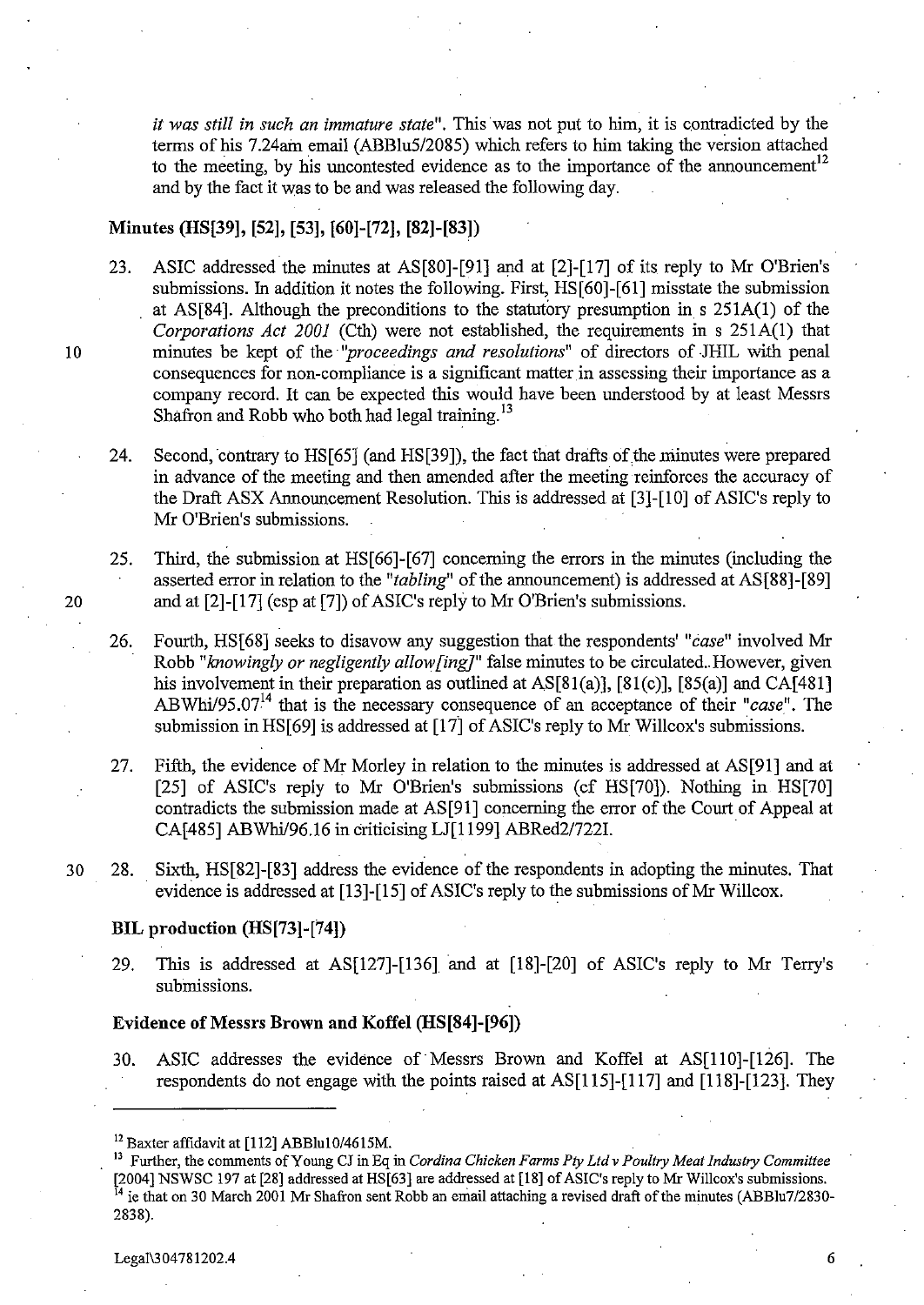*it was still in such an immature state*". This was not put to him, it is contradicted by the terms of his 7.24am email (ABBlu5/2085) which refers to him taking the version attached to the meeting, by his uncontested evidence as to the importance of the announcement[12] and by the fact it was to be and was released the following day.

### Minutes (HS[39], [52], [53], [60]-[72], [82]-[83])

23. ASIC addressed the minutes at AS[80]-[91] and at [2]-[17] of its reply to Mr O'Brien's submissions. In addition it notes the following. First, HS[60]-[61] misstate the submission at AS[84]. Although the preconditions to the statutory presumption in s 251A(1) of the *Corporations Act 2001* (Cth) were not established, the requirements in s 251A(1) that minutes be kept of the "*proceedings and resolutions*" of directors of JHIL with penal consequences for non-compliance is a significant matter in assessing their importance as a company record. It can be expected this would have been understood by at least Messrs Shafron and Robb who both had legal training.[13]

24. Second, contrary to HS[65] (and HS[39]), the fact that drafts of the minutes were prepared in advance of the meeting and then amended after the meeting reinforces the accuracy of the Draft ASX Announcement Resolution. This is addressed at [3]-[10] of ASIC's reply to Mr O'Brien's submissions.

25. Third, the submission at HS[66]-[67] concerning the errors in the minutes (including the asserted error in relation to the "*tabling*" of the announcement) is addressed at AS[88]-[89] and at [2]-[17] (esp at [7]) of ASIC's reply to Mr O'Brien's submissions.

26. Fourth, HS[68] seeks to disavow any suggestion that the respondents' "*case*" involved Mr Robb "*knowingly or negligently allow[ing]*" false minutes to be circulated. However, given his involvement in their preparation as outlined at AS[81(a)], [81(c)], [85(a)] and CA[481] ABWhi/95.07[14] that is the necessary consequence of an acceptance of their "*case*". The submission in HS[69] is addressed at [17] of ASIC's reply to Mr Willcox's submissions.

27. Fifth, the evidence of Mr Morley in relation to the minutes is addressed at AS[91] and at [25] of ASIC's reply to Mr O'Brien's submissions (cf HS[70]). Nothing in HS[70] contradicts the submission made at AS[91] concerning the error of the Court of Appeal at CA[485] ABWhi/96.16 in criticising LJ[1199] ABRed2/722I.

28. Sixth, HS[82]-[83] address the evidence of the respondents in adopting the minutes. That evidence is addressed at [13]-[15] of ASIC's reply to the submissions of Mr Willcox.

### BIL production (HS[73]-[74])

29. This is addressed at AS[127]-[136] and at [18]-[20] of ASIC's reply to Mr Terry's submissions.

### Evidence of Messrs Brown and Koffel (HS[84]-[96])

30. ASIC addresses the evidence of Messrs Brown and Koffel at AS[110]-[126]. The respondents do not engage with the points raised at AS[115]-[117] and [118]-[123]. They

---

[12] Baxter affidavit at [112] ABBlu10/4615M.

[13] Further, the comments of Young CJ in Eq in *Cordina Chicken Farms Pty Ltd v Poultry Meat Industry Committee* [2004] NSWSC 197 at [28] addressed at HS[63] are addressed at [18] of ASIC's reply to Mr Willcox's submissions.

[14] ie that on 30 March 2001 Mr Shafron sent Robb an email attaching a revised draft of the minutes (ABBlu7/2830-2838).

Legal\304781202.4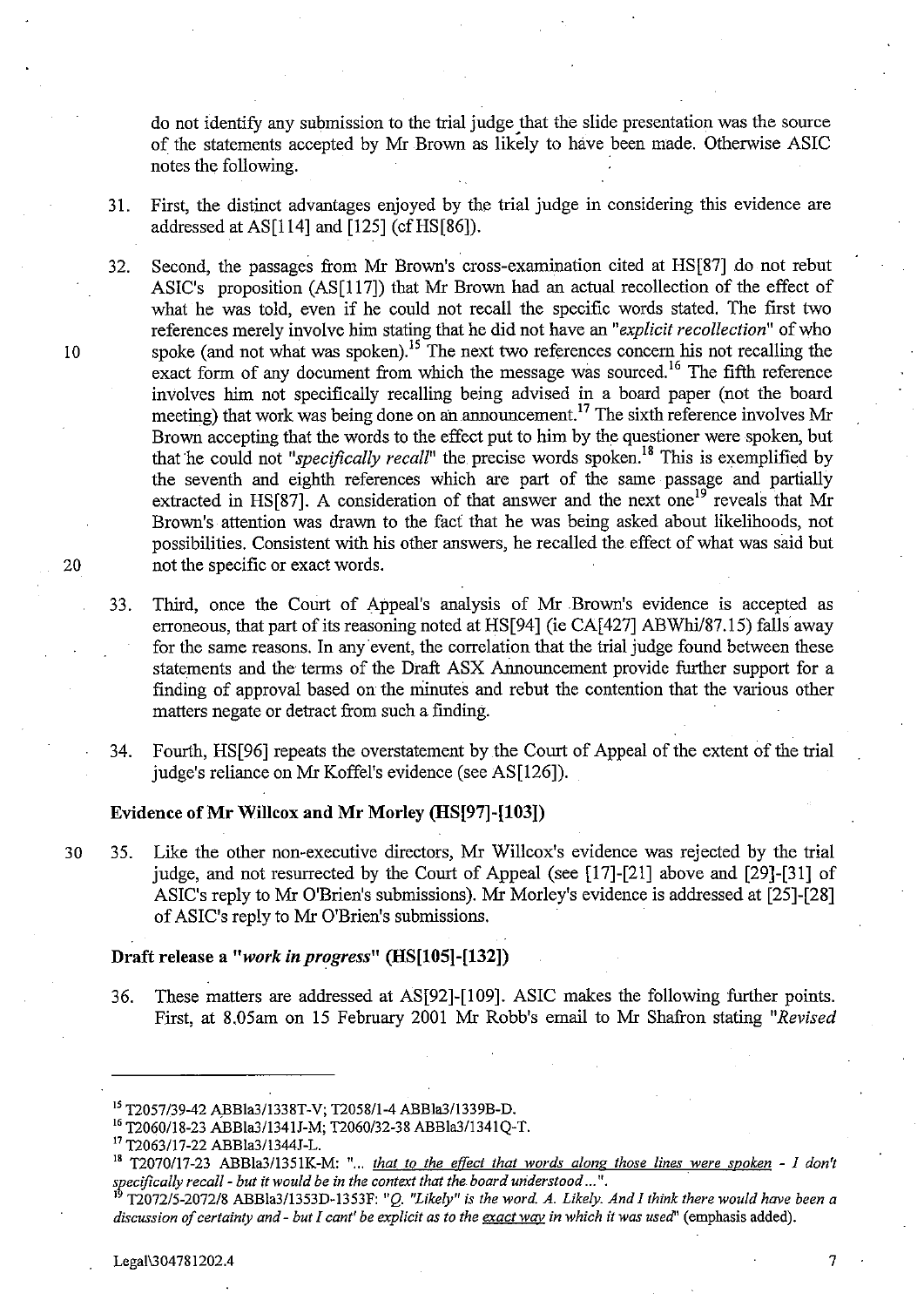do not identify any submission to the trial judge that the slide presentation was the source of the statements accepted by Mr Brown as likely to have been made. Otherwise ASIC notes the following.

31. First, the distinct advantages enjoyed by the trial judge in considering this evidence are addressed at AS[114] and [125] (cf HS[86]).

32. Second, the passages from Mr Brown's cross-examination cited at HS[87] do not rebut ASIC's proposition (AS[117]) that Mr Brown had an actual recollection of the effect of what he was told, even if he could not recall the specific words stated. The first two references merely involve him stating that he did not have an *"explicit recollection"* of who spoke (and not what was spoken).[15] The next two references concern his not recalling the exact form of any document from which the message was sourced.[16] The fifth reference involves him not specifically recalling being advised in a board paper (not the board meeting) that work was being done on an announcement.[17] The sixth reference involves Mr Brown accepting that the words to the effect put to him by the questioner were spoken, but that he could not *"specifically recall"* the precise words spoken.[18] This is exemplified by the seventh and eighth references which are part of the same passage and partially extracted in HS[87]. A consideration of that answer and the next one[19] reveals that Mr Brown's attention was drawn to the fact that he was being asked about likelihoods, not possibilities. Consistent with his other answers, he recalled the effect of what was said but not the specific or exact words.

33. Third, once the Court of Appeal's analysis of Mr Brown's evidence is accepted as erroneous, that part of its reasoning noted at HS[94] (ie CA[427] ABWhi/87.15) falls away for the same reasons. In any event, the correlation that the trial judge found between these statements and the terms of the Draft ASX Announcement provide further support for a finding of approval based on the minutes and rebut the contention that the various other matters negate or detract from such a finding.

34. Fourth, HS[96] repeats the overstatement by the Court of Appeal of the extent of the trial judge's reliance on Mr Koffel's evidence (see AS[126]).

### Evidence of Mr Willcox and Mr Morley (HS[97]-[103])

35. Like the other non-executive directors, Mr Willcox's evidence was rejected by the trial judge, and not resurrected by the Court of Appeal (see [17]-[21] above and [29]-[31] of ASIC's reply to Mr O'Brien's submissions). Mr Morley's evidence is addressed at [25]-[28] of ASIC's reply to Mr O'Brien's submissions.

### Draft release a *"work in progress"* (HS[105]-[132])

36. These matters are addressed at AS[92]-[109]. ASIC makes the following further points. First, at 8.05am on 15 February 2001 Mr Robb's email to Mr Shafron stating *"Revised*

---

[15] T2057/39-42 ABBla3/1338T-V; T2058/1-4 ABBla3/1339B-D.

[16] T2060/18-23 ABBla3/1341J-M; T2060/32-38 ABBla3/1341Q-T.

[17] T2063/17-22 ABBla3/1344J-L.

[18] T2070/17-23 ABBla3/1351K-M: "... <u>*that to the effect that words along those lines were spoken*</u> *- I don't specifically recall - but it would be in the context that the board understood ...*".

[19] T2072/5-2072/8 ABBla3/1353D-1353F: *"Q. "Likely" is the word. A. Likely. And I think there would have been a discussion of certainty and - but I cant' be explicit as to the* <u>*exact way*</u> *in which it was used*" (emphasis added).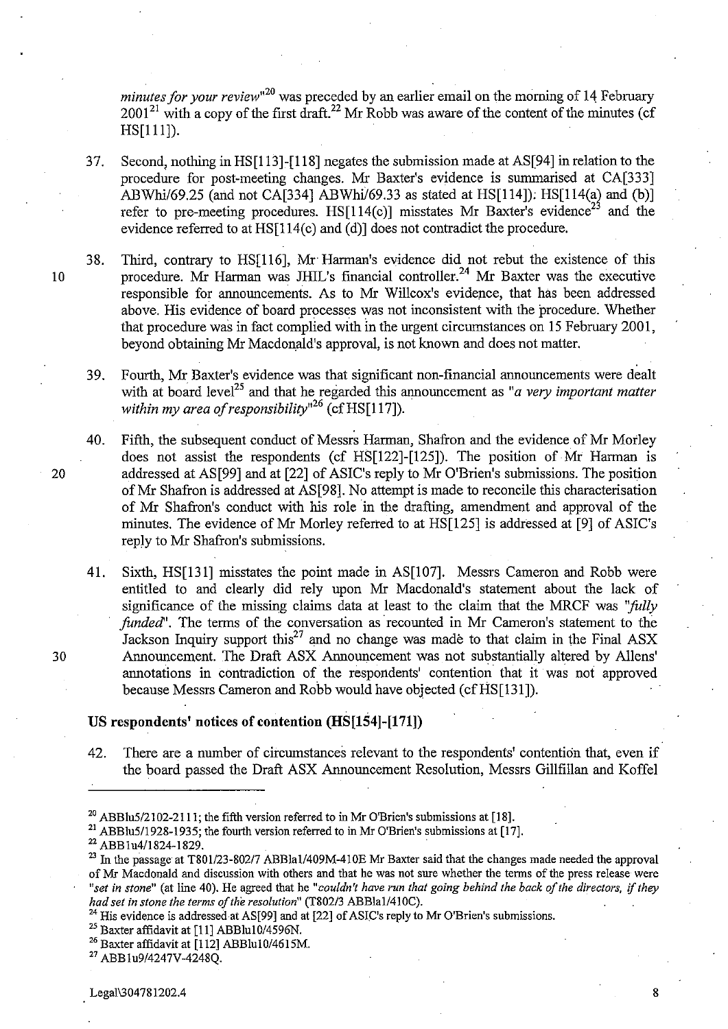*minutes for your review*"[20] was preceded by an earlier email on the morning of 14 February 2001[21] with a copy of the first draft.[22] Mr Robb was aware of the content of the minutes (cf HS[111]).

37. Second, nothing in HS[113]-[118] negates the submission made at AS[94] in relation to the procedure for post-meeting changes. Mr Baxter's evidence is summarised at CA[333] ABWhi/69.25 (and not CA[334] ABWhi/69.33 as stated at HS[114]); HS[114(a) and (b)] refer to pre-meeting procedures. HS[114(c)] misstates Mr Baxter's evidence[23] and the evidence referred to at HS[114(c) and (d)] does not contradict the procedure.

38. Third, contrary to HS[116], Mr Harman's evidence did not rebut the existence of this procedure. Mr Harman was JHIL's financial controller.[24] Mr Baxter was the executive responsible for announcements. As to Mr Willcox's evidence, that has been addressed above. His evidence of board processes was not inconsistent with the procedure. Whether that procedure was in fact complied with in the urgent circumstances on 15 February 2001, beyond obtaining Mr Macdonald's approval, is not known and does not matter.

39. Fourth, Mr Baxter's evidence was that significant non-financial announcements were dealt with at board level[25] and that he regarded this announcement as "*a very important matter within my area of responsibility*"[26] (cf HS[117]).

40. Fifth, the subsequent conduct of Messrs Harman, Shafron and the evidence of Mr Morley does not assist the respondents (cf HS[122]-[125]). The position of Mr Harman is addressed at AS[99] and at [22] of ASIC's reply to Mr O'Brien's submissions. The position of Mr Shafron is addressed at AS[98]. No attempt is made to reconcile this characterisation of Mr Shafron's conduct with his role in the drafting, amendment and approval of the minutes. The evidence of Mr Morley referred to at HS[125] is addressed at [9] of ASIC's reply to Mr Shafron's submissions.

41. Sixth, HS[131] misstates the point made in AS[107]. Messrs Cameron and Robb were entitled to and clearly did rely upon Mr Macdonald's statement about the lack of significance of the missing claims data at least to the claim that the MRCF was "*fully funded*". The terms of the conversation as recounted in Mr Cameron's statement to the Jackson Inquiry support this[27] and no change was made to that claim in the Final ASX Announcement. The Draft ASX Announcement was not substantially altered by Allens' annotations in contradiction of the respondents' contention that it was not approved because Messrs Cameron and Robb would have objected (cf HS[131]).

## US respondents' notices of contention (HS[154]-[171])

42. There are a number of circumstances relevant to the respondents' contention that, even if the board passed the Draft ASX Announcement Resolution, Messrs Gillfillan and Koffel

---

[20] ABBlu5/2102-2111; the fifth version referred to in Mr O'Brien's submissions at [18].

[21] ABBlu5/1928-1935; the fourth version referred to in Mr O'Brien's submissions at [17].

[22] ABBlu4/1824-1829.

[23] In the passage at T801/23-802/7 ABBla1/409M-410E Mr Baxter said that the changes made needed the approval of Mr Macdonald and discussion with others and that he was not sure whether the terms of the press release were "*set in stone*" (at line 40). He agreed that he "*couldn't have run that going behind the back of the directors, if they had set in stone the terms of the resolution*" (T802/3 ABBla1/410C).

[24] His evidence is addressed at AS[99] and at [22] of ASIC's reply to Mr O'Brien's submissions.

[25] Baxter affidavit at [11] ABBlu10/4596N.

[26] Baxter affidavit at [112] ABBlu10/4615M.

[27] ABBlu9/4247V-4248Q.

Legal\304781202.4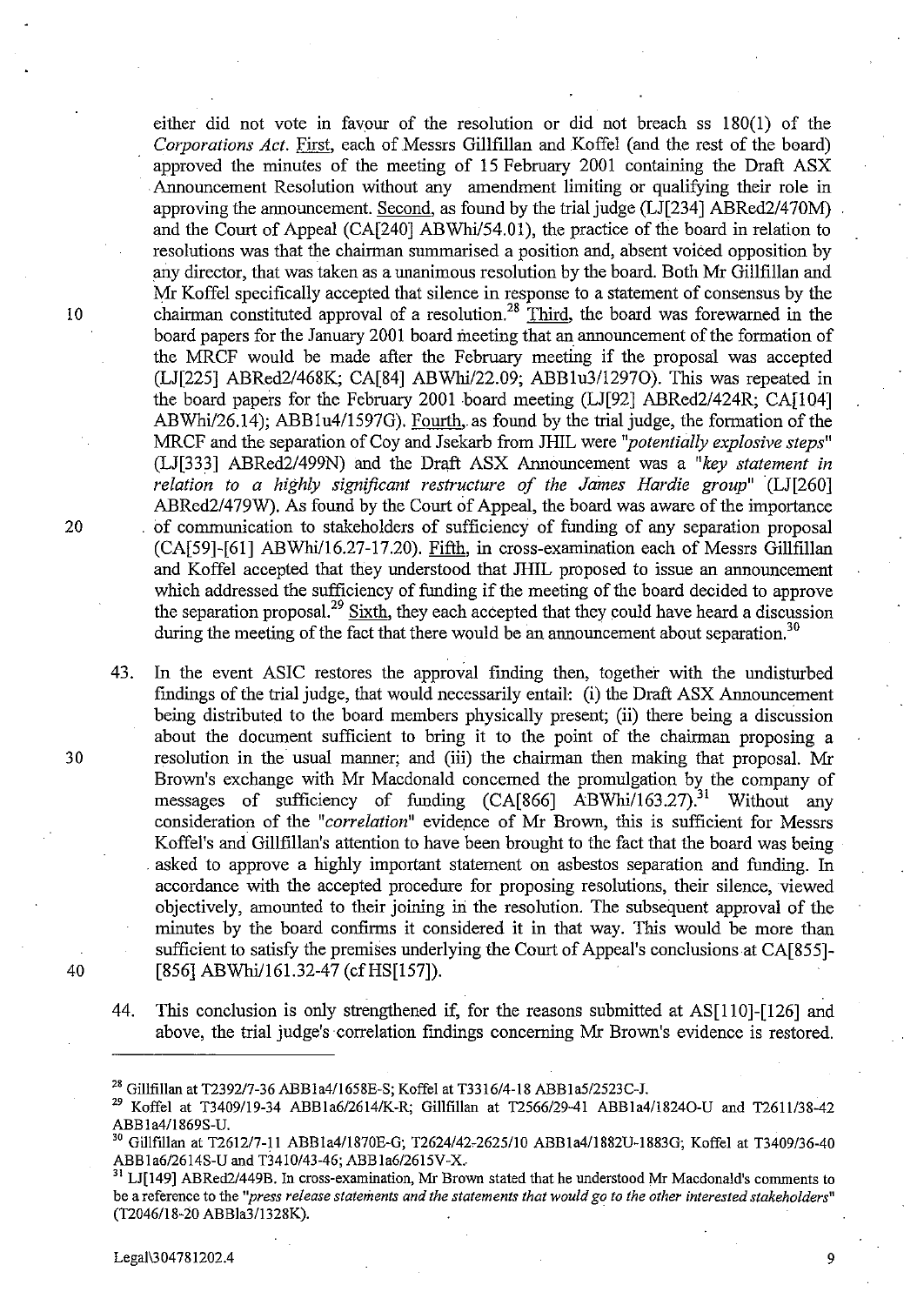either did not vote in favour of the resolution or did not breach ss 180(1) of the *Corporations Act*. First, each of Messrs Gillfillan and Koffel (and the rest of the board) approved the minutes of the meeting of 15 February 2001 containing the Draft ASX Announcement Resolution without any amendment limiting or qualifying their role in approving the announcement. Second, as found by the trial judge (LJ[234] ABRed2/470M) and the Court of Appeal (CA[240] ABWhi/54.01), the practice of the board in relation to resolutions was that the chairman summarised a position and, absent voiced opposition by any director, that was taken as a unanimous resolution by the board. Both Mr Gillfillan and Mr Koffel specifically accepted that silence in response to a statement of consensus by the chairman constituted approval of a resolution.[28] Third, the board was forewarned in the board papers for the January 2001 board meeting that an announcement of the formation of the MRCF would be made after the February meeting if the proposal was accepted (LJ[225] ABRed2/468K; CA[84] ABWhi/22.09; ABB1u3/1297O). This was repeated in the board papers for the February 2001 board meeting (LJ[92] ABRed2/424R; CA[104] ABWhi/26.14); ABB1u4/1597G). Fourth, as found by the trial judge, the formation of the MRCF and the separation of Coy and Jsekarb from JHIL were *"potentially explosive steps"* (LJ[333] ABRed2/499N) and the Draft ASX Announcement was a *"key statement in relation to a highly significant restructure of the James Hardie group"* (LJ[260] ABRed2/479W). As found by the Court of Appeal, the board was aware of the importance of communication to stakeholders of sufficiency of funding of any separation proposal (CA[59]-[61] ABWhi/16.27-17.20). Fifth, in cross-examination each of Messrs Gillfillan and Koffel accepted that they understood that JHIL proposed to issue an announcement which addressed the sufficiency of funding if the meeting of the board decided to approve the separation proposal.[29] Sixth, they each accepted that they could have heard a discussion during the meeting of the fact that there would be an announcement about separation.[30]

43. In the event ASIC restores the approval finding then, together with the undisturbed findings of the trial judge, that would necessarily entail: (i) the Draft ASX Announcement being distributed to the board members physically present; (ii) there being a discussion about the document sufficient to bring it to the point of the chairman proposing a resolution in the usual manner; and (iii) the chairman then making that proposal. Mr Brown's exchange with Mr Macdonald concerned the promulgation by the company of messages of sufficiency of funding (CA[866] ABWhi/163.27).[31] Without any consideration of the *"correlation"* evidence of Mr Brown, this is sufficient for Messrs Koffel's and Gillfillan's attention to have been brought to the fact that the board was being asked to approve a highly important statement on asbestos separation and funding. In accordance with the accepted procedure for proposing resolutions, their silence, viewed objectively, amounted to their joining in the resolution. The subsequent approval of the minutes by the board confirms it considered it in that way. This would be more than sufficient to satisfy the premises underlying the Court of Appeal's conclusions at CA[855]-[856] ABWhi/161.32-47 (cf HS[157]).

44. This conclusion is only strengthened if, for the reasons submitted at AS[110]-[126] and above, the trial judge's correlation findings concerning Mr Brown's evidence is restored.

---

[28] Gillfillan at T2392/7-36 ABB1a4/1658E-S; Koffel at T3316/4-18 ABB1a5/2523C-J.

[29] Koffel at T3409/19-34 ABB1a6/2614/K-R; Gillfillan at T2566/29-41 ABB1a4/1824O-U and T2611/38-42 ABB1a4/1869S-U.

[30] Gillfillan at T2612/7-11 ABB1a4/1870E-G; T2624/42-2625/10 ABB1a4/1882U-1883G; Koffel at T3409/36-40 ABB1a6/2614S-U and T3410/43-46; ABB1a6/2615V-X.

[31] LJ[149] ABRed2/449B. In cross-examination, Mr Brown stated that he understood Mr Macdonald's comments to be a reference to the *"press release statements and the statements that would go to the other interested stakeholders"* (T2046/18-20 ABB1a3/1328K).

Legal\304781202.4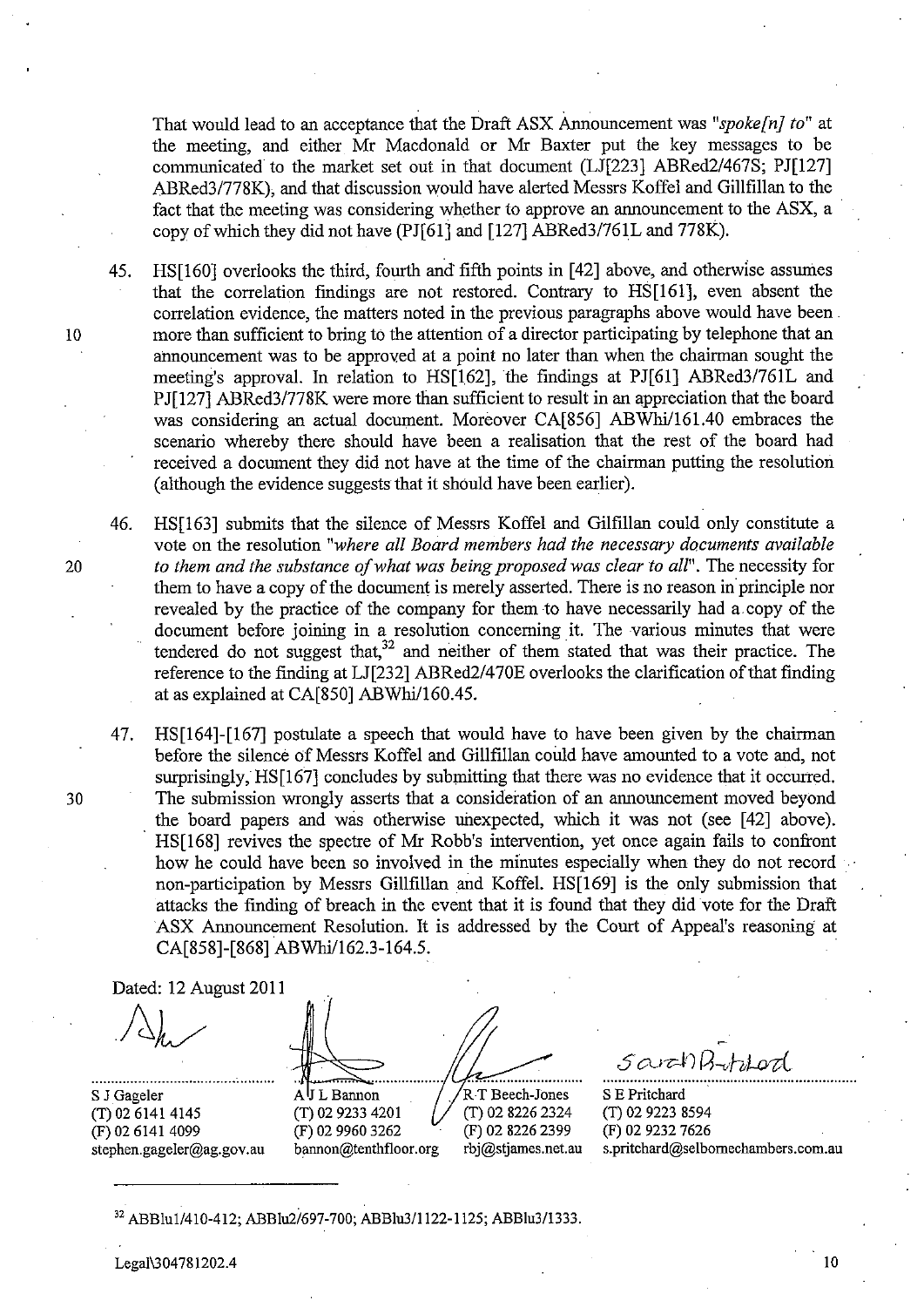That would lead to an acceptance that the Draft ASX Announcement was *"spoke[n] to"* at the meeting, and either Mr Macdonald or Mr Baxter put the key messages to be communicated to the market set out in that document (LJ[223] ABRed2/467S; PJ[127] ABRed3/778K), and that discussion would have alerted Messrs Koffel and Gillfillan to the fact that the meeting was considering whether to approve an announcement to the ASX, a copy of which they did not have (PJ[61] and [127] ABRed3/761L and 778K).

45. HS[160] overlooks the third, fourth and fifth points in [42] above, and otherwise assumes that the correlation findings are not restored. Contrary to HS[161], even absent the correlation evidence, the matters noted in the previous paragraphs above would have been more than sufficient to bring to the attention of a director participating by telephone that an announcement was to be approved at a point no later than when the chairman sought the meeting's approval. In relation to HS[162], the findings at PJ[61] ABRed3/761L and PJ[127] ABRed3/778K were more than sufficient to result in an appreciation that the board was considering an actual document. Moreover CA[856] ABWhi/161.40 embraces the scenario whereby there should have been a realisation that the rest of the board had received a document they did not have at the time of the chairman putting the resolution (although the evidence suggests that it should have been earlier).

46. HS[163] submits that the silence of Messrs Koffel and Gillfillan could only constitute a vote on the resolution *"where all Board members had the necessary documents available to them and the substance of what was being proposed was clear to all"*. The necessity for them to have a copy of the document is merely asserted. There is no reason in principle nor revealed by the practice of the company for them to have necessarily had a copy of the document before joining in a resolution concerning it. The various minutes that were tendered do not suggest that,[32] and neither of them stated that was their practice. The reference to the finding at LJ[232] ABRed2/470E overlooks the clarification of that finding at as explained at CA[850] ABWhi/160.45.

47. HS[164]-[167] postulate a speech that would have to have been given by the chairman before the silence of Messrs Koffel and Gillfillan could have amounted to a vote and, not surprisingly, HS[167] concludes by submitting that there was no evidence that it occurred. The submission wrongly asserts that a consideration of an announcement moved beyond the board papers and was otherwise unexpected, which it was not (see [42] above). HS[168] revives the spectre of Mr Robb's intervention, yet once again fails to confront how he could have been so involved in the minutes especially when they do not record non-participation by Messrs Gillfillan and Koffel. HS[169] is the only submission that attacks the finding of breach in the event that it is found that they did vote for the Draft ASX Announcement Resolution. It is addressed by the Court of Appeal's reasoning at CA[858]-[868] ABWhi/162.3-164.5.

Dated: 12 August 2011

| | | | |
|---|---|---|---|
| S J Gageler | A J L Bannon | R T Beech-Jones | S E Pritchard |
| (T) 02 6141 4145 | (T) 02 9233 4201 | (T) 02 8226 2324 | (T) 02 9223 8594 |
| (F) 02 6141 4099 | (F) 02 9960 3262 | (F) 02 8226 2399 | (F) 02 9232 7626 |
| stephen.gageler@ag.gov.au | bannon@tenthfloor.org | rbj@stjames.net.au | s.pritchard@selbornechambers.com.au |

---

[32] ABBlu1/410-412; ABBlu2/697-700; ABBlu3/1122-1125; ABBlu3/1333.

Legal\304781202.4